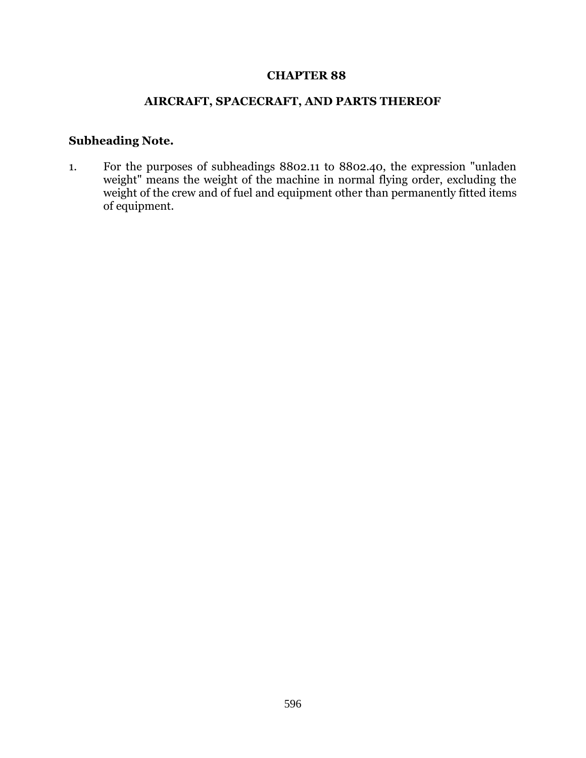# CHAPTER 88

## AIRCRAFT, SPACECRAFT, AND PARTS THEREOF

### Subheading Note.

1. For the purposes of subheadings 8802.11 to 8802.40, the expression "unladen weight" means the weight of the machine in normal flying order, excluding the weight of the crew and of fuel and equipment other than permanently fitted items of equipment.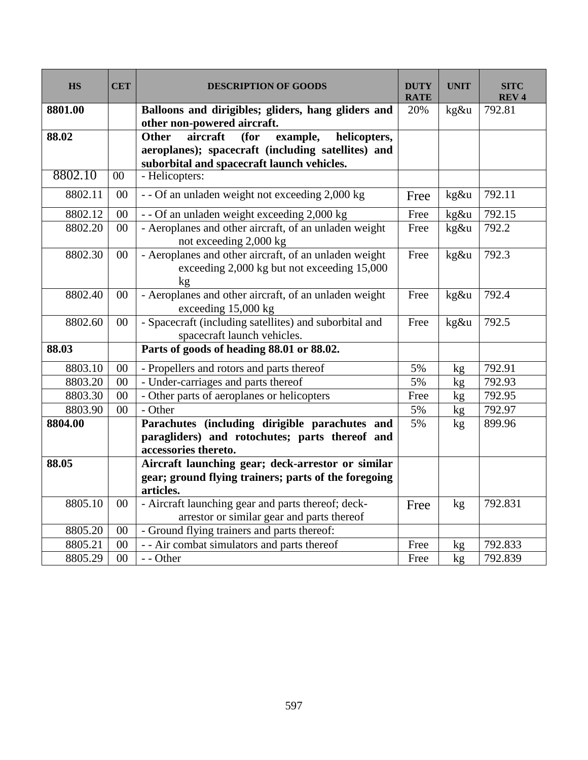| HS | CET | DESCRIPTION OF GOODS | DUTY RATE | UNIT | SITC REV 4 |
|---|---|---|---|---|---|
| **8801.00** | | **Balloons and dirigibles; gliders, hang gliders and other non-powered aircraft.** | 20% | kg&u | 792.81 |
| **88.02** | | **Other aircraft (for example, helicopters, aeroplanes); spacecraft (including satellites) and suborbital and spacecraft launch vehicles.** | | | |
| 8802.10 | 00 | - Helicopters: | | | |
| 8802.11 | 00 | - - Of an unladen weight not exceeding 2,000 kg | Free | kg&u | 792.11 |
| 8802.12 | 00 | - - Of an unladen weight exceeding 2,000 kg | Free | kg&u | 792.15 |
| 8802.20 | 00 | - Aeroplanes and other aircraft, of an unladen weight not exceeding 2,000 kg | Free | kg&u | 792.2 |
| 8802.30 | 00 | - Aeroplanes and other aircraft, of an unladen weight exceeding 2,000 kg but not exceeding 15,000 kg | Free | kg&u | 792.3 |
| 8802.40 | 00 | - Aeroplanes and other aircraft, of an unladen weight exceeding 15,000 kg | Free | kg&u | 792.4 |
| 8802.60 | 00 | - Spacecraft (including satellites) and suborbital and spacecraft launch vehicles. | Free | kg&u | 792.5 |
| **88.03** | | **Parts of goods of heading 88.01 or 88.02.** | | | |
| 8803.10 | 00 | - Propellers and rotors and parts thereof | 5% | kg | 792.91 |
| 8803.20 | 00 | - Under-carriages and parts thereof | 5% | kg | 792.93 |
| 8803.30 | 00 | - Other parts of aeroplanes or helicopters | Free | kg | 792.95 |
| 8803.90 | 00 | - Other | 5% | kg | 792.97 |
| **8804.00** | | **Parachutes (including dirigible parachutes and paragliders) and rotochutes; parts thereof and accessories thereto.** | 5% | kg | 899.96 |
| **88.05** | | **Aircraft launching gear; deck-arrestor or similar gear; ground flying trainers; parts of the foregoing articles.** | | | |
| 8805.10 | 00 | - Aircraft launching gear and parts thereof; deck-arrestor or similar gear and parts thereof | Free | kg | 792.831 |
| 8805.20 | 00 | - Ground flying trainers and parts thereof: | | | |
| 8805.21 | 00 | - - Air combat simulators and parts thereof | Free | kg | 792.833 |
| 8805.29 | 00 | - - Other | Free | kg | 792.839 |